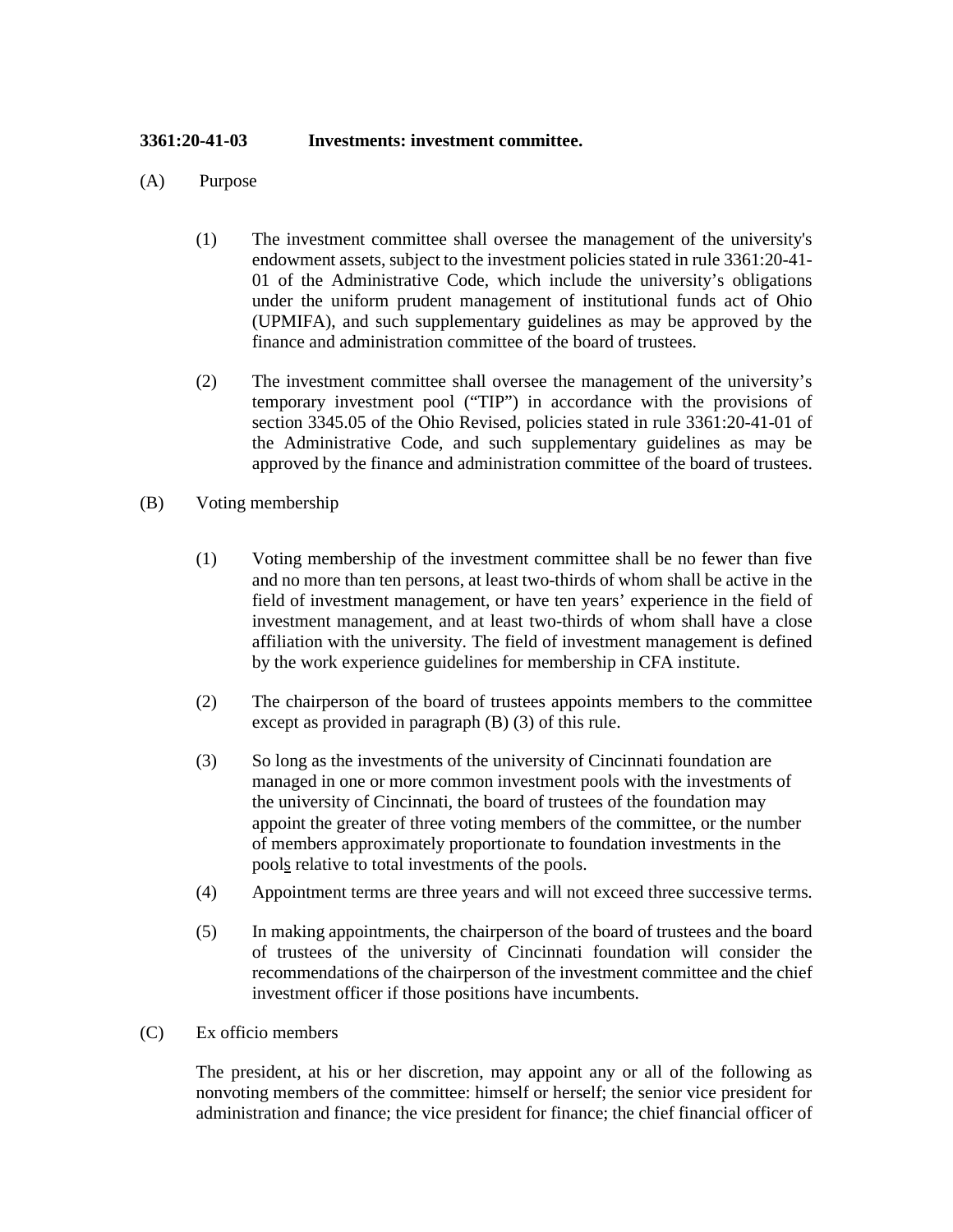**3361:20-41-03 Investments: investment committee.**

(A) Purpose

(1) The investment committee shall oversee the management of the university's endowment assets, subject to the investment policies stated in rule 3361:20-41-01 of the Administrative Code, which include the university's obligations under the uniform prudent management of institutional funds act of Ohio (UPMIFA), and such supplementary guidelines as may be approved by the finance and administration committee of the board of trustees.

(2) The investment committee shall oversee the management of the university's temporary investment pool ("TIP") in accordance with the provisions of section 3345.05 of the Ohio Revised, policies stated in rule 3361:20-41-01 of the Administrative Code, and such supplementary guidelines as may be approved by the finance and administration committee of the board of trustees.

(B) Voting membership

(1) Voting membership of the investment committee shall be no fewer than five and no more than ten persons, at least two-thirds of whom shall be active in the field of investment management, or have ten years' experience in the field of investment management, and at least two-thirds of whom shall have a close affiliation with the university. The field of investment management is defined by the work experience guidelines for membership in CFA institute.

(2) The chairperson of the board of trustees appoints members to the committee except as provided in paragraph (B) (3) of this rule.

(3) So long as the investments of the university of Cincinnati foundation are managed in one or more common investment pools with the investments of the university of Cincinnati, the board of trustees of the foundation may appoint the greater of three voting members of the committee, or the number of members approximately proportionate to foundation investments in the pools relative to total investments of the pools.

(4) Appointment terms are three years and will not exceed three successive terms.

(5) In making appointments, the chairperson of the board of trustees and the board of trustees of the university of Cincinnati foundation will consider the recommendations of the chairperson of the investment committee and the chief investment officer if those positions have incumbents.

(C) Ex officio members

The president, at his or her discretion, may appoint any or all of the following as nonvoting members of the committee: himself or herself; the senior vice president for administration and finance; the vice president for finance; the chief financial officer of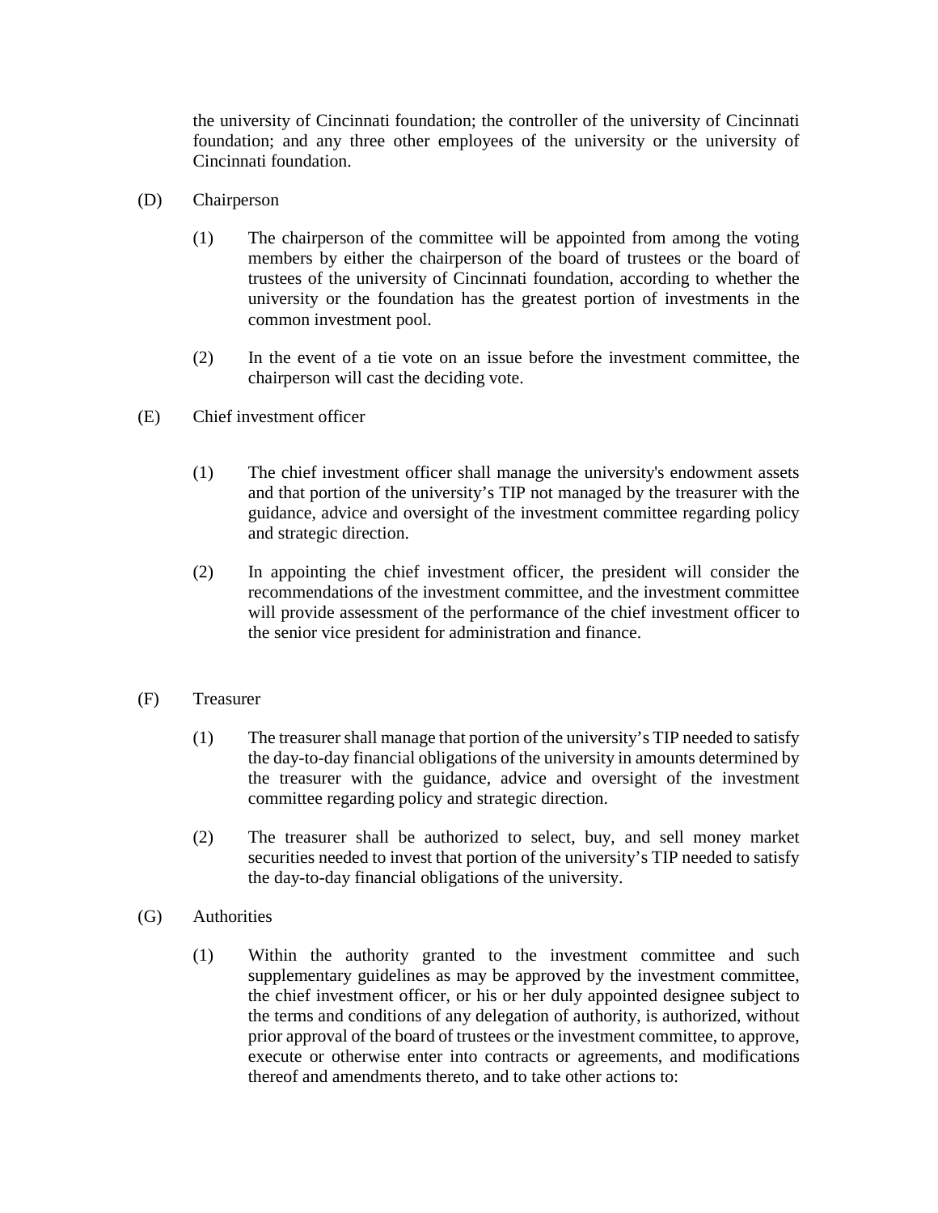the university of Cincinnati foundation; the controller of the university of Cincinnati foundation; and any three other employees of the university or the university of Cincinnati foundation.

(D) Chairperson

(1) The chairperson of the committee will be appointed from among the voting members by either the chairperson of the board of trustees or the board of trustees of the university of Cincinnati foundation, according to whether the university or the foundation has the greatest portion of investments in the common investment pool.

(2) In the event of a tie vote on an issue before the investment committee, the chairperson will cast the deciding vote.

(E) Chief investment officer

(1) The chief investment officer shall manage the university's endowment assets and that portion of the university's TIP not managed by the treasurer with the guidance, advice and oversight of the investment committee regarding policy and strategic direction.

(2) In appointing the chief investment officer, the president will consider the recommendations of the investment committee, and the investment committee will provide assessment of the performance of the chief investment officer to the senior vice president for administration and finance.

(F) Treasurer

(1) The treasurer shall manage that portion of the university's TIP needed to satisfy the day-to-day financial obligations of the university in amounts determined by the treasurer with the guidance, advice and oversight of the investment committee regarding policy and strategic direction.

(2) The treasurer shall be authorized to select, buy, and sell money market securities needed to invest that portion of the university's TIP needed to satisfy the day-to-day financial obligations of the university.

(G) Authorities

(1) Within the authority granted to the investment committee and such supplementary guidelines as may be approved by the investment committee, the chief investment officer, or his or her duly appointed designee subject to the terms and conditions of any delegation of authority, is authorized, without prior approval of the board of trustees or the investment committee, to approve, execute or otherwise enter into contracts or agreements, and modifications thereof and amendments thereto, and to take other actions to: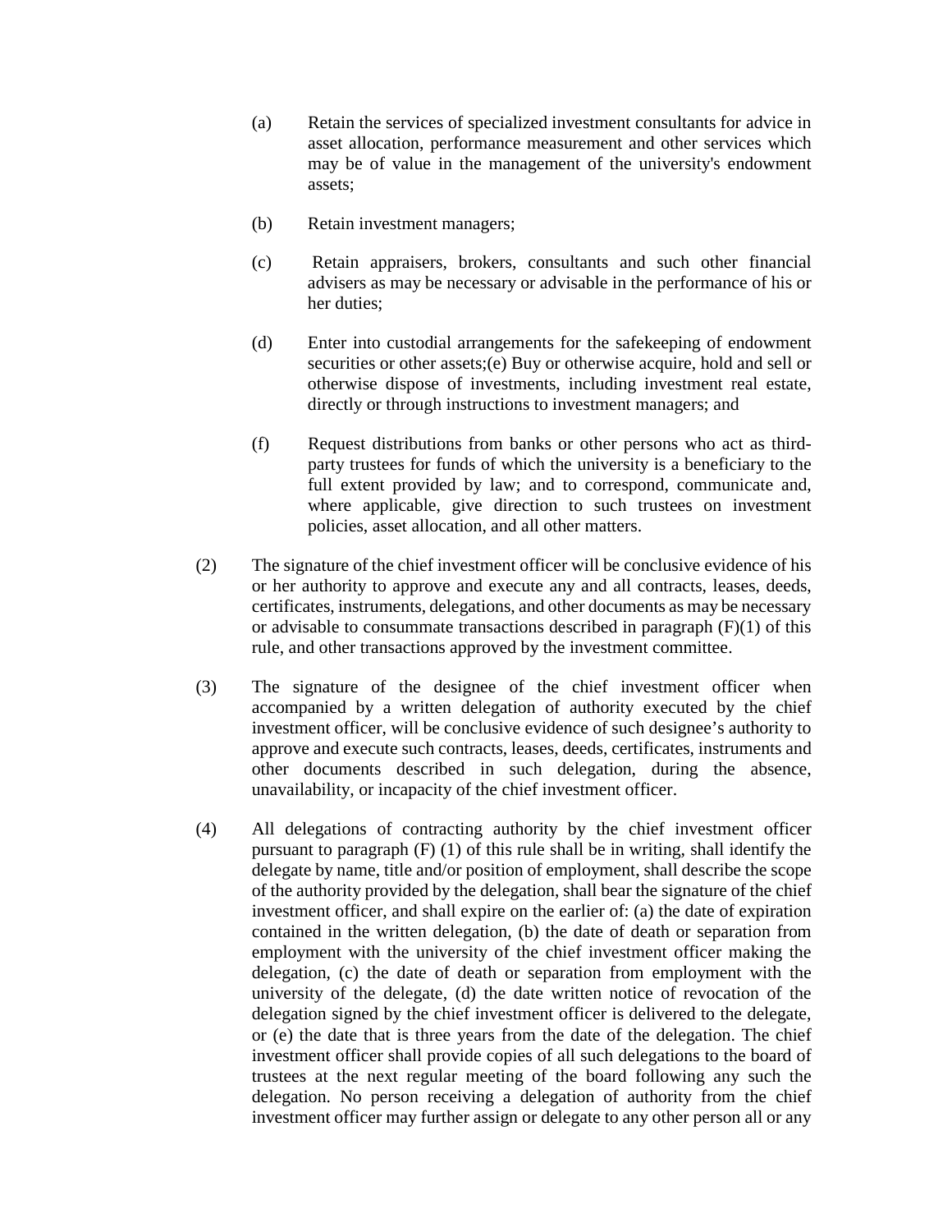(a) Retain the services of specialized investment consultants for advice in asset allocation, performance measurement and other services which may be of value in the management of the university's endowment assets;

(b) Retain investment managers;

(c) Retain appraisers, brokers, consultants and such other financial advisers as may be necessary or advisable in the performance of his or her duties;

(d) Enter into custodial arrangements for the safekeeping of endowment securities or other assets;(e) Buy or otherwise acquire, hold and sell or otherwise dispose of investments, including investment real estate, directly or through instructions to investment managers; and

(f) Request distributions from banks or other persons who act as third-party trustees for funds of which the university is a beneficiary to the full extent provided by law; and to correspond, communicate and, where applicable, give direction to such trustees on investment policies, asset allocation, and all other matters.

(2) The signature of the chief investment officer will be conclusive evidence of his or her authority to approve and execute any and all contracts, leases, deeds, certificates, instruments, delegations, and other documents as may be necessary or advisable to consummate transactions described in paragraph (F)(1) of this rule, and other transactions approved by the investment committee.

(3) The signature of the designee of the chief investment officer when accompanied by a written delegation of authority executed by the chief investment officer, will be conclusive evidence of such designee's authority to approve and execute such contracts, leases, deeds, certificates, instruments and other documents described in such delegation, during the absence, unavailability, or incapacity of the chief investment officer.

(4) All delegations of contracting authority by the chief investment officer pursuant to paragraph (F) (1) of this rule shall be in writing, shall identify the delegate by name, title and/or position of employment, shall describe the scope of the authority provided by the delegation, shall bear the signature of the chief investment officer, and shall expire on the earlier of: (a) the date of expiration contained in the written delegation, (b) the date of death or separation from employment with the university of the chief investment officer making the delegation, (c) the date of death or separation from employment with the university of the delegate, (d) the date written notice of revocation of the delegation signed by the chief investment officer is delivered to the delegate, or (e) the date that is three years from the date of the delegation. The chief investment officer shall provide copies of all such delegations to the board of trustees at the next regular meeting of the board following any such the delegation. No person receiving a delegation of authority from the chief investment officer may further assign or delegate to any other person all or any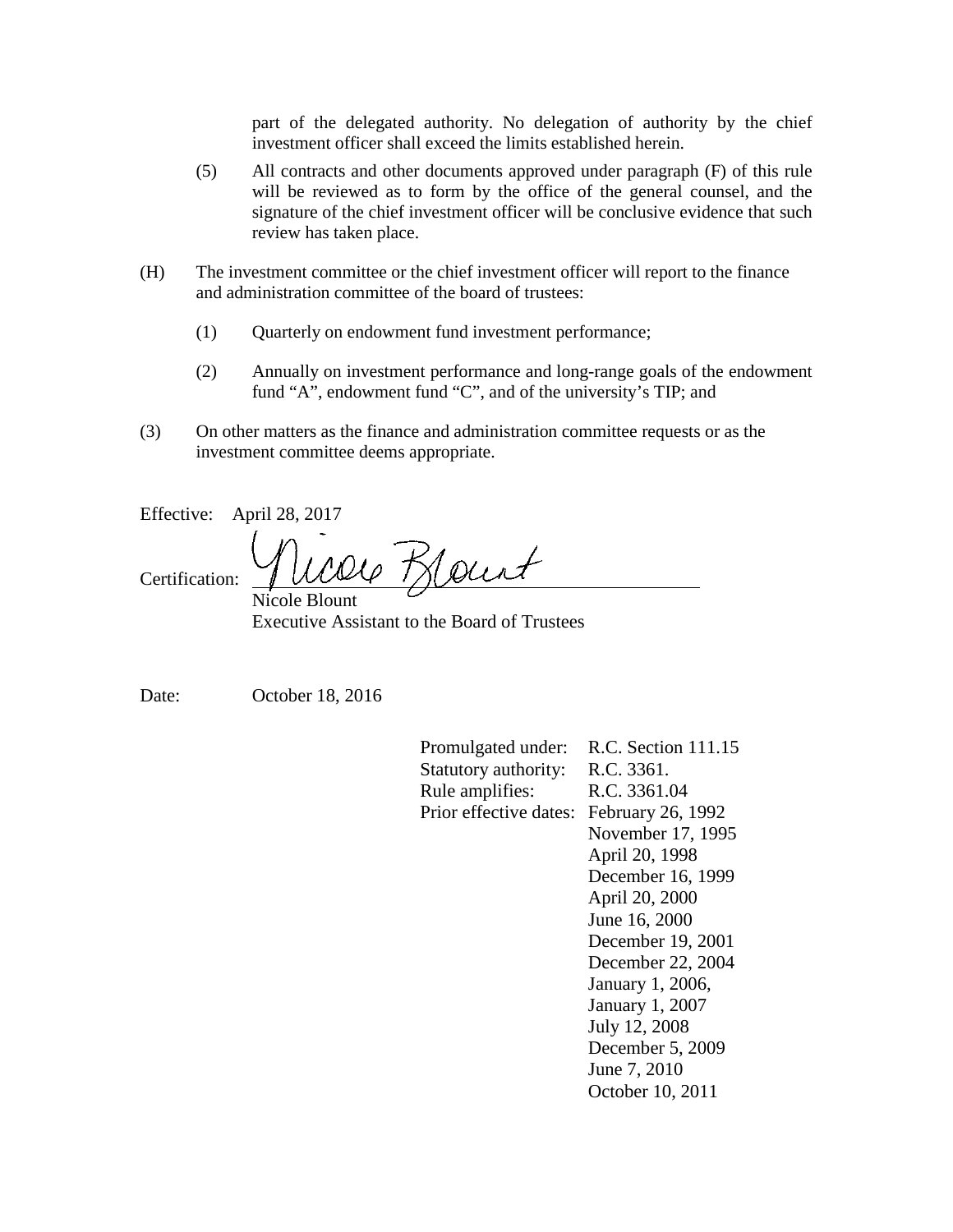part of the delegated authority. No delegation of authority by the chief investment officer shall exceed the limits established herein.

(5) All contracts and other documents approved under paragraph (F) of this rule will be reviewed as to form by the office of the general counsel, and the signature of the chief investment officer will be conclusive evidence that such review has taken place.

(H) The investment committee or the chief investment officer will report to the finance and administration committee of the board of trustees:

(1) Quarterly on endowment fund investment performance;

(2) Annually on investment performance and long-range goals of the endowment fund "A", endowment fund "C", and of the university's TIP; and

(3) On other matters as the finance and administration committee requests or as the investment committee deems appropriate.

Effective: April 28, 2017

Certification: Nicole Blount
Nicole Blount
Executive Assistant to the Board of Trustees

Date: October 18, 2016

| | |
|---|---|
| Promulgated under: | R.C. Section 111.15 |
| Statutory authority: | R.C. 3361. |
| Rule amplifies: | R.C. 3361.04 |
| Prior effective dates: | February 26, 1992 |
| | November 17, 1995 |
| | April 20, 1998 |
| | December 16, 1999 |
| | April 20, 2000 |
| | June 16, 2000 |
| | December 19, 2001 |
| | December 22, 2004 |
| | January 1, 2006, |
| | January 1, 2007 |
| | July 12, 2008 |
| | December 5, 2009 |
| | June 7, 2010 |
| | October 10, 2011 |